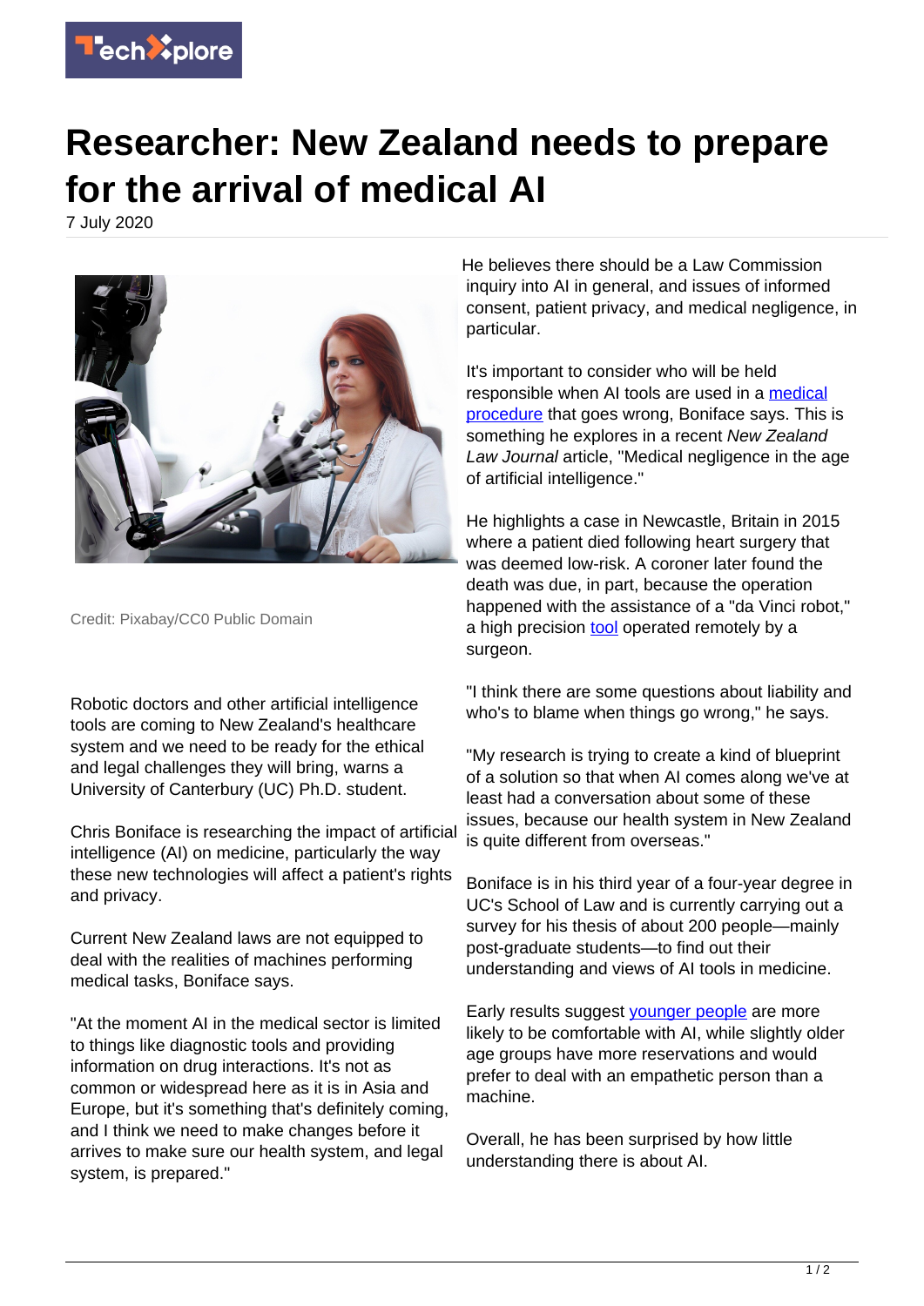# Researcher: New Zealand needs to prepare for the arrival of medical AI

7 July 2020

Credit: Pixabay/CC0 Public Domain

Robotic doctors and other artificial intelligence tools are coming to New Zealand's healthcare system and we need to be ready for the ethical and legal challenges they will bring, warns a University of Canterbury (UC) Ph.D. student.

Chris Boniface is researching the impact of artificial intelligence (AI) on medicine, particularly the way these new technologies will affect a patient's rights and privacy.

Current New Zealand laws are not equipped to deal with the realities of machines performing medical tasks, Boniface says.

"At the moment AI in the medical sector is limited to things like diagnostic tools and providing information on drug interactions. It's not as common or widespread here as it is in Asia and Europe, but it's something that's definitely coming, and I think we need to make changes before it arrives to make sure our health system, and legal system, is prepared."

He believes there should be a Law Commission inquiry into AI in general, and issues of informed consent, patient privacy, and medical negligence, in particular.

It's important to consider who will be held responsible when AI tools are used in a medical procedure that goes wrong, Boniface says. This is something he explores in a recent *New Zealand Law Journal* article, "Medical negligence in the age of artificial intelligence."

He highlights a case in Newcastle, Britain in 2015 where a patient died following heart surgery that was deemed low-risk. A coroner later found the death was due, in part, because the operation happened with the assistance of a "da Vinci robot," a high precision tool operated remotely by a surgeon.

"I think there are some questions about liability and who's to blame when things go wrong," he says.

"My research is trying to create a kind of blueprint of a solution so that when AI comes along we've at least had a conversation about some of these issues, because our health system in New Zealand is quite different from overseas."

Boniface is in his third year of a four-year degree in UC's School of Law and is currently carrying out a survey for his thesis of about 200 people—mainly post-graduate students—to find out their understanding and views of AI tools in medicine.

Early results suggest younger people are more likely to be comfortable with AI, while slightly older age groups have more reservations and would prefer to deal with an empathetic person than a machine.

Overall, he has been surprised by how little understanding there is about AI.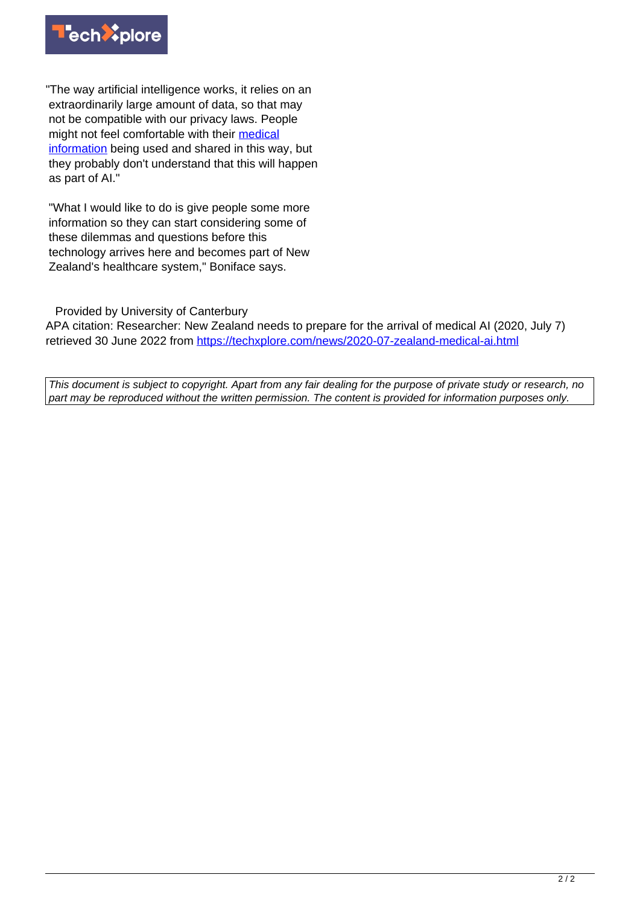"The way artificial intelligence works, it relies on an extraordinarily large amount of data, so that may not be compatible with our privacy laws. People might not feel comfortable with their medical information being used and shared in this way, but they probably don't understand that this will happen as part of AI."

"What I would like to do is give people some more information so they can start considering some of these dilemmas and questions before this technology arrives here and becomes part of New Zealand's healthcare system," Boniface says.

Provided by University of Canterbury

APA citation: Researcher: New Zealand needs to prepare for the arrival of medical AI (2020, July 7) retrieved 30 June 2022 from https://techxplore.com/news/2020-07-zealand-medical-ai.html

*This document is subject to copyright. Apart from any fair dealing for the purpose of private study or research, no part may be reproduced without the written permission. The content is provided for information purposes only.*